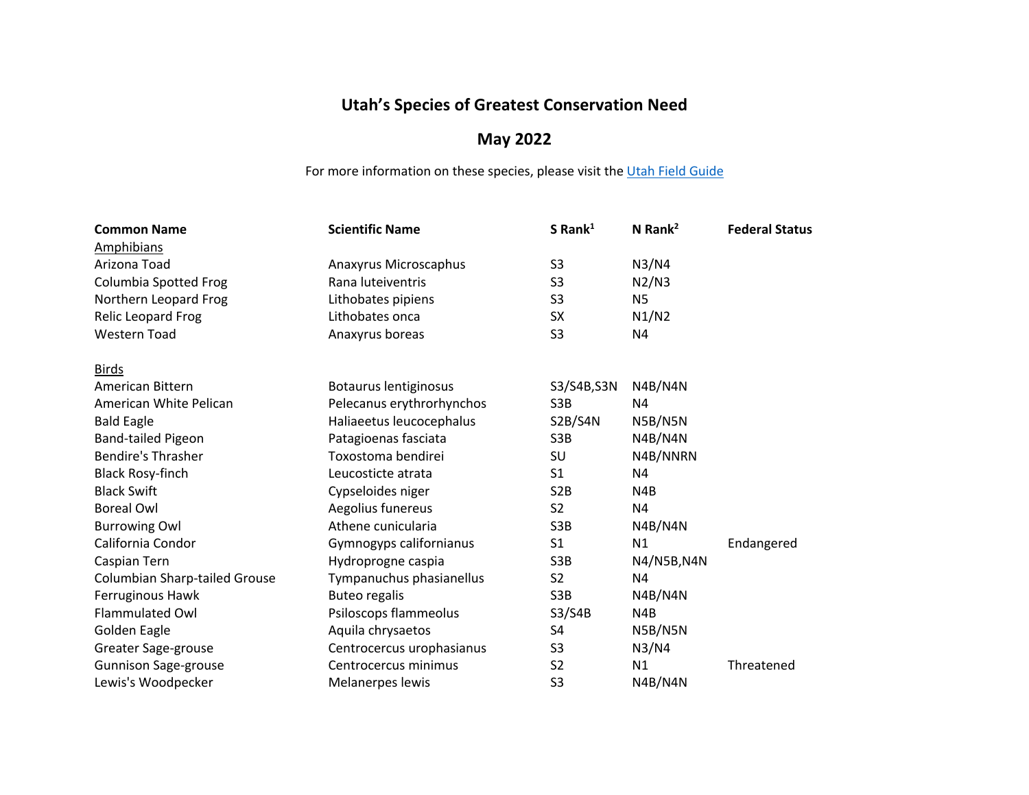# Utah's Species of Greatest Conservation Need

## May 2022

For more information on these species, please visit the Utah Field Guide

| Common Name | Scientific Name | S Rank[1] | N Rank[2] | Federal Status |
|---|---|---|---|---|
| Amphibians | | | | |
| Arizona Toad | Anaxyrus Microscaphus | S3 | N3/N4 | |
| Columbia Spotted Frog | Rana luteiventris | S3 | N2/N3 | |
| Northern Leopard Frog | Lithobates pipiens | S3 | N5 | |
| Relic Leopard Frog | Lithobates onca | SX | N1/N2 | |
| Western Toad | Anaxyrus boreas | S3 | N4 | |
| | | | | |
| Birds | | | | |
| American Bittern | Botaurus lentiginosus | S3/S4B,S3N | N4B/N4N | |
| American White Pelican | Pelecanus erythrorhynchos | S3B | N4 | |
| Bald Eagle | Haliaeetus leucocephalus | S2B/S4N | N5B/N5N | |
| Band-tailed Pigeon | Patagioenas fasciata | S3B | N4B/N4N | |
| Bendire's Thrasher | Toxostoma bendirei | SU | N4B/NNRN | |
| Black Rosy-finch | Leucosticte atrata | S1 | N4 | |
| Black Swift | Cypseloides niger | S2B | N4B | |
| Boreal Owl | Aegolius funereus | S2 | N4 | |
| Burrowing Owl | Athene cunicularia | S3B | N4B/N4N | |
| California Condor | Gymnogyps californianus | S1 | N1 | Endangered |
| Caspian Tern | Hydroprogne caspia | S3B | N4/N5B,N4N | |
| Columbian Sharp-tailed Grouse | Tympanuchus phasianellus | S2 | N4 | |
| Ferruginous Hawk | Buteo regalis | S3B | N4B/N4N | |
| Flammulated Owl | Psiloscops flammeolus | S3/S4B | N4B | |
| Golden Eagle | Aquila chrysaetos | S4 | N5B/N5N | |
| Greater Sage-grouse | Centrocercus urophasianus | S3 | N3/N4 | |
| Gunnison Sage-grouse | Centrocercus minimus | S2 | N1 | Threatened |
| Lewis's Woodpecker | Melanerpes lewis | S3 | N4B/N4N | |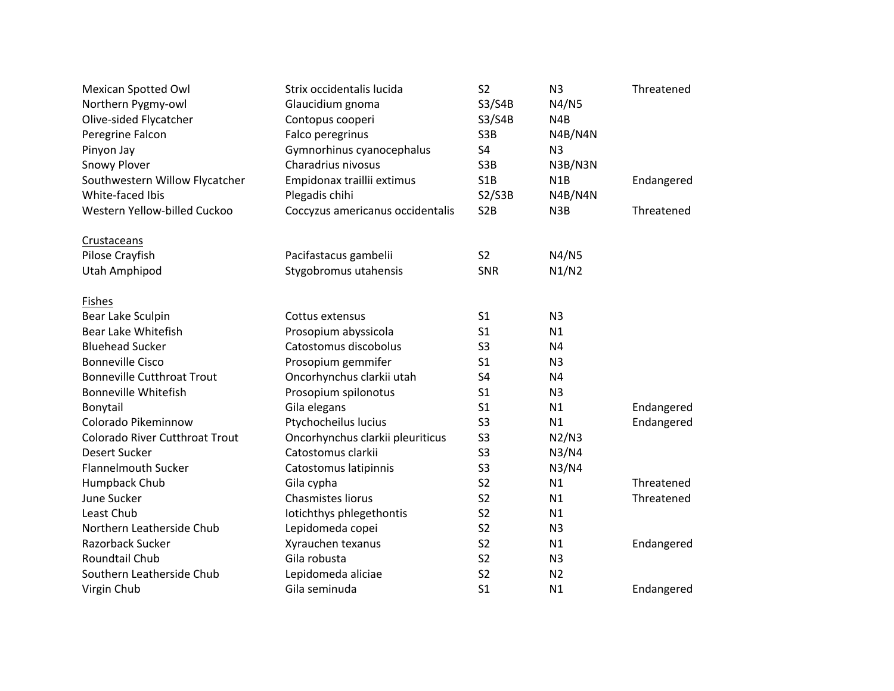| | | | | |
|---|---|---|---|---|
| Mexican Spotted Owl | Strix occidentalis lucida | S2 | N3 | Threatened |
| Northern Pygmy-owl | Glaucidium gnoma | S3/S4B | N4/N5 | |
| Olive-sided Flycatcher | Contopus cooperi | S3/S4B | N4B | |
| Peregrine Falcon | Falco peregrinus | S3B | N4B/N4N | |
| Pinyon Jay | Gymnorhinus cyanocephalus | S4 | N3 | |
| Snowy Plover | Charadrius nivosus | S3B | N3B/N3N | |
| Southwestern Willow Flycatcher | Empidonax traillii extimus | S1B | N1B | Endangered |
| White-faced Ibis | Plegadis chihi | S2/S3B | N4B/N4N | |
| Western Yellow-billed Cuckoo | Coccyzus americanus occidentalis | S2B | N3B | Threatened |
| | | | | |
| <u>Crustaceans</u> | | | | |
| Pilose Crayfish | Pacifastacus gambelii | S2 | N4/N5 | |
| Utah Amphipod | Stygobromus utahensis | SNR | N1/N2 | |
| | | | | |
| <u>Fishes</u> | | | | |
| Bear Lake Sculpin | Cottus extensus | S1 | N3 | |
| Bear Lake Whitefish | Prosopium abyssicola | S1 | N1 | |
| Bluehead Sucker | Catostomus discobolus | S3 | N4 | |
| Bonneville Cisco | Prosopium gemmifer | S1 | N3 | |
| Bonneville Cutthroat Trout | Oncorhynchus clarkii utah | S4 | N4 | |
| Bonneville Whitefish | Prosopium spilonotus | S1 | N3 | |
| Bonytail | Gila elegans | S1 | N1 | Endangered |
| Colorado Pikeminnow | Ptychocheilus lucius | S3 | N1 | Endangered |
| Colorado River Cutthroat Trout | Oncorhynchus clarkii pleuriticus | S3 | N2/N3 | |
| Desert Sucker | Catostomus clarkii | S3 | N3/N4 | |
| Flannelmouth Sucker | Catostomus latipinnis | S3 | N3/N4 | |
| Humpback Chub | Gila cypha | S2 | N1 | Threatened |
| June Sucker | Chasmistes liorus | S2 | N1 | Threatened |
| Least Chub | Iotichthys phlegethontis | S2 | N1 | |
| Northern Leatherside Chub | Lepidomeda copei | S2 | N3 | |
| Razorback Sucker | Xyrauchen texanus | S2 | N1 | Endangered |
| Roundtail Chub | Gila robusta | S2 | N3 | |
| Southern Leatherside Chub | Lepidomeda aliciae | S2 | N2 | |
| Virgin Chub | Gila seminuda | S1 | N1 | Endangered |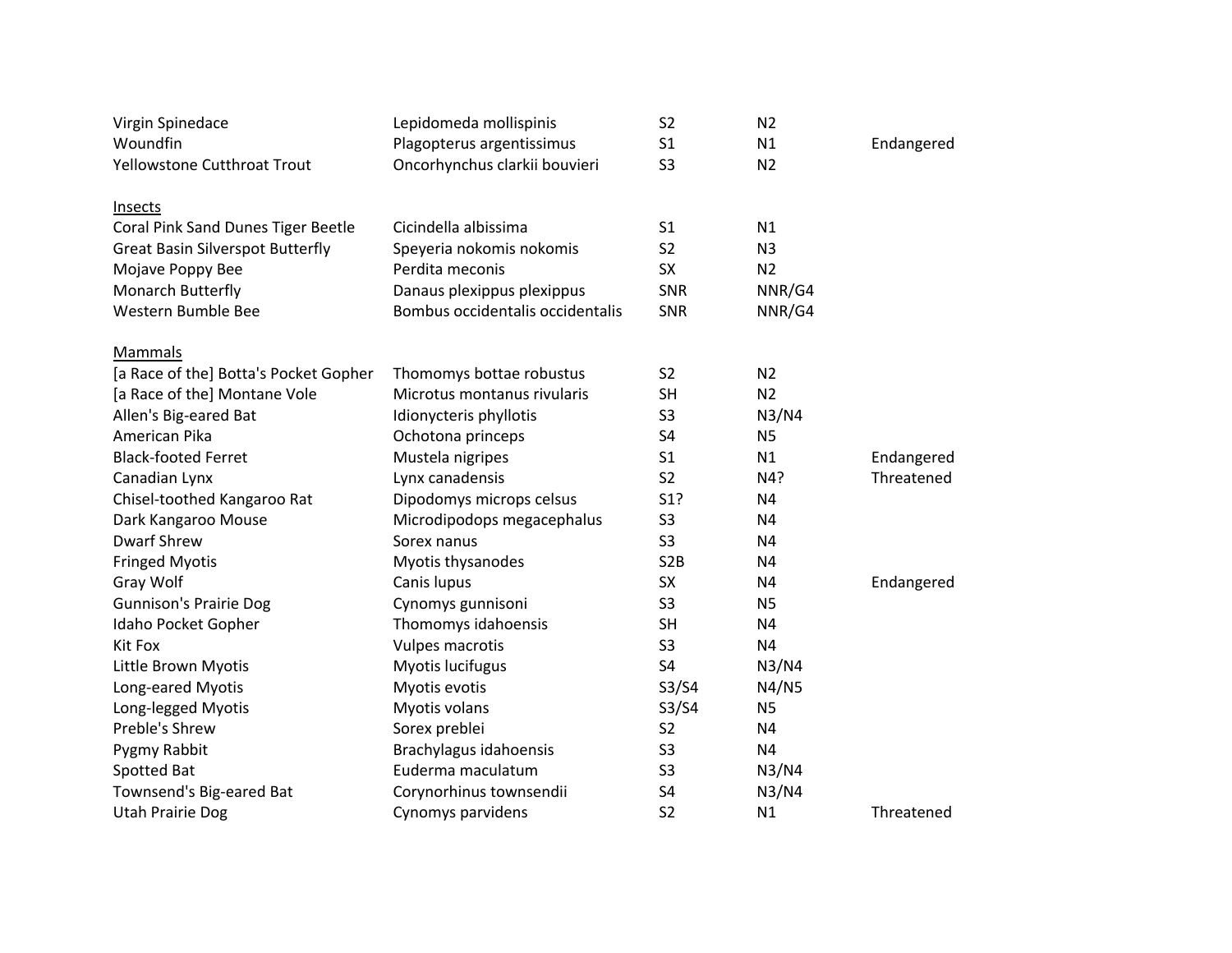| | | | | |
|---|---|---|---|---|
| Virgin Spinedace | Lepidomeda mollispinis | S2 | N2 | |
| Woundfin | Plagopterus argentissimus | S1 | N1 | Endangered |
| Yellowstone Cutthroat Trout | Oncorhynchus clarkii bouvieri | S3 | N2 | |
| | | | | |
| <u>Insects</u> | | | | |
| Coral Pink Sand Dunes Tiger Beetle | Cicindella albissima | S1 | N1 | |
| Great Basin Silverspot Butterfly | Speyeria nokomis nokomis | S2 | N3 | |
| Mojave Poppy Bee | Perdita meconis | SX | N2 | |
| Monarch Butterfly | Danaus plexippus plexippus | SNR | NNR/G4 | |
| Western Bumble Bee | Bombus occidentalis occidentalis | SNR | NNR/G4 | |
| | | | | |
| <u>Mammals</u> | | | | |
| [a Race of the] Botta's Pocket Gopher | Thomomys bottae robustus | S2 | N2 | |
| [a Race of the] Montane Vole | Microtus montanus rivularis | SH | N2 | |
| Allen's Big-eared Bat | Idionycteris phyllotis | S3 | N3/N4 | |
| American Pika | Ochotona princeps | S4 | N5 | |
| Black-footed Ferret | Mustela nigripes | S1 | N1 | Endangered |
| Canadian Lynx | Lynx canadensis | S2 | N4? | Threatened |
| Chisel-toothed Kangaroo Rat | Dipodomys microps celsus | S1? | N4 | |
| Dark Kangaroo Mouse | Microdipodops megacephalus | S3 | N4 | |
| Dwarf Shrew | Sorex nanus | S3 | N4 | |
| Fringed Myotis | Myotis thysanodes | S2B | N4 | |
| Gray Wolf | Canis lupus | SX | N4 | Endangered |
| Gunnison's Prairie Dog | Cynomys gunnisoni | S3 | N5 | |
| Idaho Pocket Gopher | Thomomys idahoensis | SH | N4 | |
| Kit Fox | Vulpes macrotis | S3 | N4 | |
| Little Brown Myotis | Myotis lucifugus | S4 | N3/N4 | |
| Long-eared Myotis | Myotis evotis | S3/S4 | N4/N5 | |
| Long-legged Myotis | Myotis volans | S3/S4 | N5 | |
| Preble's Shrew | Sorex preblei | S2 | N4 | |
| Pygmy Rabbit | Brachylagus idahoensis | S3 | N4 | |
| Spotted Bat | Euderma maculatum | S3 | N3/N4 | |
| Townsend's Big-eared Bat | Corynorhinus townsendii | S4 | N3/N4 | |
| Utah Prairie Dog | Cynomys parvidens | S2 | N1 | Threatened |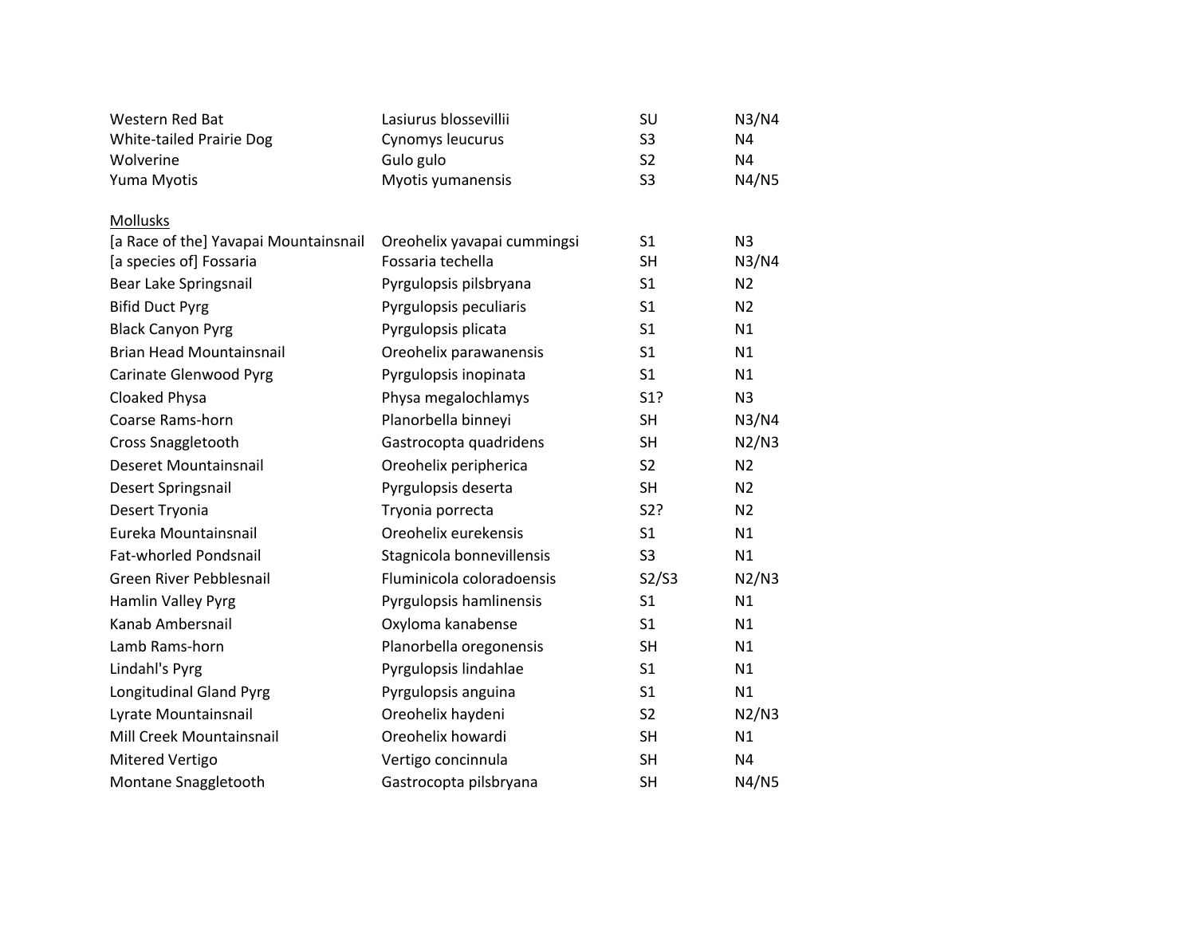| | | | |
|---|---|---|---|
| Western Red Bat | Lasiurus blossevillii | SU | N3/N4 |
| White-tailed Prairie Dog | Cynomys leucurus | S3 | N4 |
| Wolverine | Gulo gulo | S2 | N4 |
| Yuma Myotis | Myotis yumanensis | S3 | N4/N5 |
| | | | |
| <u>Mollusks</u> | | | |
| [a Race of the] Yavapai Mountainsnail | Oreohelix yavapai cummingsi | S1 | N3 |
| [a species of] Fossaria | Fossaria techella | SH | N3/N4 |
| Bear Lake Springsnail | Pyrgulopsis pilsbryana | S1 | N2 |
| Bifid Duct Pyrg | Pyrgulopsis peculiaris | S1 | N2 |
| Black Canyon Pyrg | Pyrgulopsis plicata | S1 | N1 |
| Brian Head Mountainsnail | Oreohelix parawanensis | S1 | N1 |
| Carinate Glenwood Pyrg | Pyrgulopsis inopinata | S1 | N1 |
| Cloaked Physa | Physa megalochlamys | S1? | N3 |
| Coarse Rams-horn | Planorbella binneyi | SH | N3/N4 |
| Cross Snaggletooth | Gastrocopta quadridens | SH | N2/N3 |
| Deseret Mountainsnail | Oreohelix peripherica | S2 | N2 |
| Desert Springsnail | Pyrgulopsis deserta | SH | N2 |
| Desert Tryonia | Tryonia porrecta | S2? | N2 |
| Eureka Mountainsnail | Oreohelix eurekensis | S1 | N1 |
| Fat-whorled Pondsnail | Stagnicola bonnevillensis | S3 | N1 |
| Green River Pebblesnail | Fluminicola coloradoensis | S2/S3 | N2/N3 |
| Hamlin Valley Pyrg | Pyrgulopsis hamlinensis | S1 | N1 |
| Kanab Ambersnail | Oxyloma kanabense | S1 | N1 |
| Lamb Rams-horn | Planorbella oregonensis | SH | N1 |
| Lindahl's Pyrg | Pyrgulopsis lindahlae | S1 | N1 |
| Longitudinal Gland Pyrg | Pyrgulopsis anguina | S1 | N1 |
| Lyrate Mountainsnail | Oreohelix haydeni | S2 | N2/N3 |
| Mill Creek Mountainsnail | Oreohelix howardi | SH | N1 |
| Mitered Vertigo | Vertigo concinnula | SH | N4 |
| Montane Snaggletooth | Gastrocopta pilsbryana | SH | N4/N5 |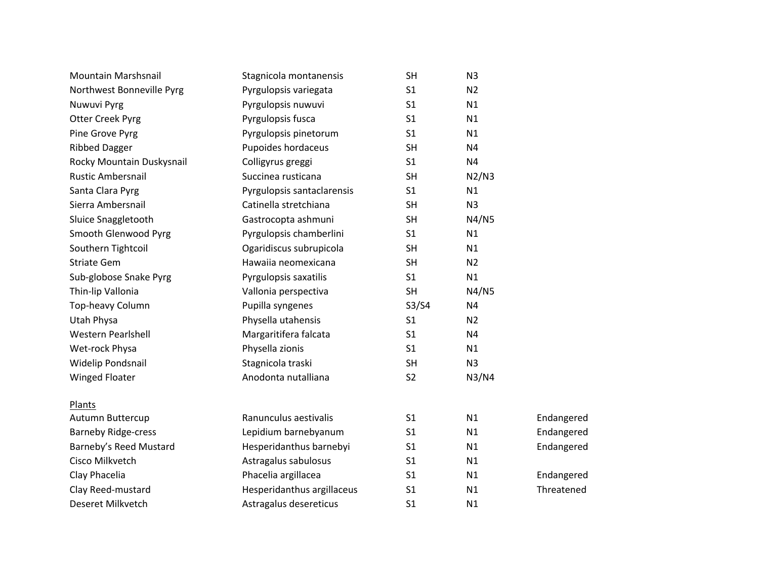| | | | | |
|---|---|---|---|---|
| Mountain Marshsnail | Stagnicola montanensis | SH | N3 | |
| Northwest Bonneville Pyrg | Pyrgulopsis variegata | S1 | N2 | |
| Nuwuvi Pyrg | Pyrgulopsis nuwuvi | S1 | N1 | |
| Otter Creek Pyrg | Pyrgulopsis fusca | S1 | N1 | |
| Pine Grove Pyrg | Pyrgulopsis pinetorum | S1 | N1 | |
| Ribbed Dagger | Pupoides hordaceus | SH | N4 | |
| Rocky Mountain Duskysnail | Colligyrus greggi | S1 | N4 | |
| Rustic Ambersnail | Succinea rusticana | SH | N2/N3 | |
| Santa Clara Pyrg | Pyrgulopsis santaclarensis | S1 | N1 | |
| Sierra Ambersnail | Catinella stretchiana | SH | N3 | |
| Sluice Snaggletooth | Gastrocopta ashmuni | SH | N4/N5 | |
| Smooth Glenwood Pyrg | Pyrgulopsis chamberlini | S1 | N1 | |
| Southern Tightcoil | Ogaridiscus subrupicola | SH | N1 | |
| Striate Gem | Hawaiia neomexicana | SH | N2 | |
| Sub-globose Snake Pyrg | Pyrgulopsis saxatilis | S1 | N1 | |
| Thin-lip Vallonia | Vallonia perspectiva | SH | N4/N5 | |
| Top-heavy Column | Pupilla syngenes | S3/S4 | N4 | |
| Utah Physa | Physella utahensis | S1 | N2 | |
| Western Pearlshell | Margaritifera falcata | S1 | N4 | |
| Wet-rock Physa | Physella zionis | S1 | N1 | |
| Widelip Pondsnail | Stagnicola traski | SH | N3 | |
| Winged Floater | Anodonta nutalliana | S2 | N3/N4 | |
| | | | | |
| Plants | | | | |
| Autumn Buttercup | Ranunculus aestivalis | S1 | N1 | Endangered |
| Barneby Ridge-cress | Lepidium barnebyanum | S1 | N1 | Endangered |
| Barneby's Reed Mustard | Hesperidanthus barnebyi | S1 | N1 | Endangered |
| Cisco Milkvetch | Astragalus sabulosus | S1 | N1 | |
| Clay Phacelia | Phacelia argillacea | S1 | N1 | Endangered |
| Clay Reed-mustard | Hesperidanthus argillaceus | S1 | N1 | Threatened |
| Deseret Milkvetch | Astragalus desereticus | S1 | N1 | |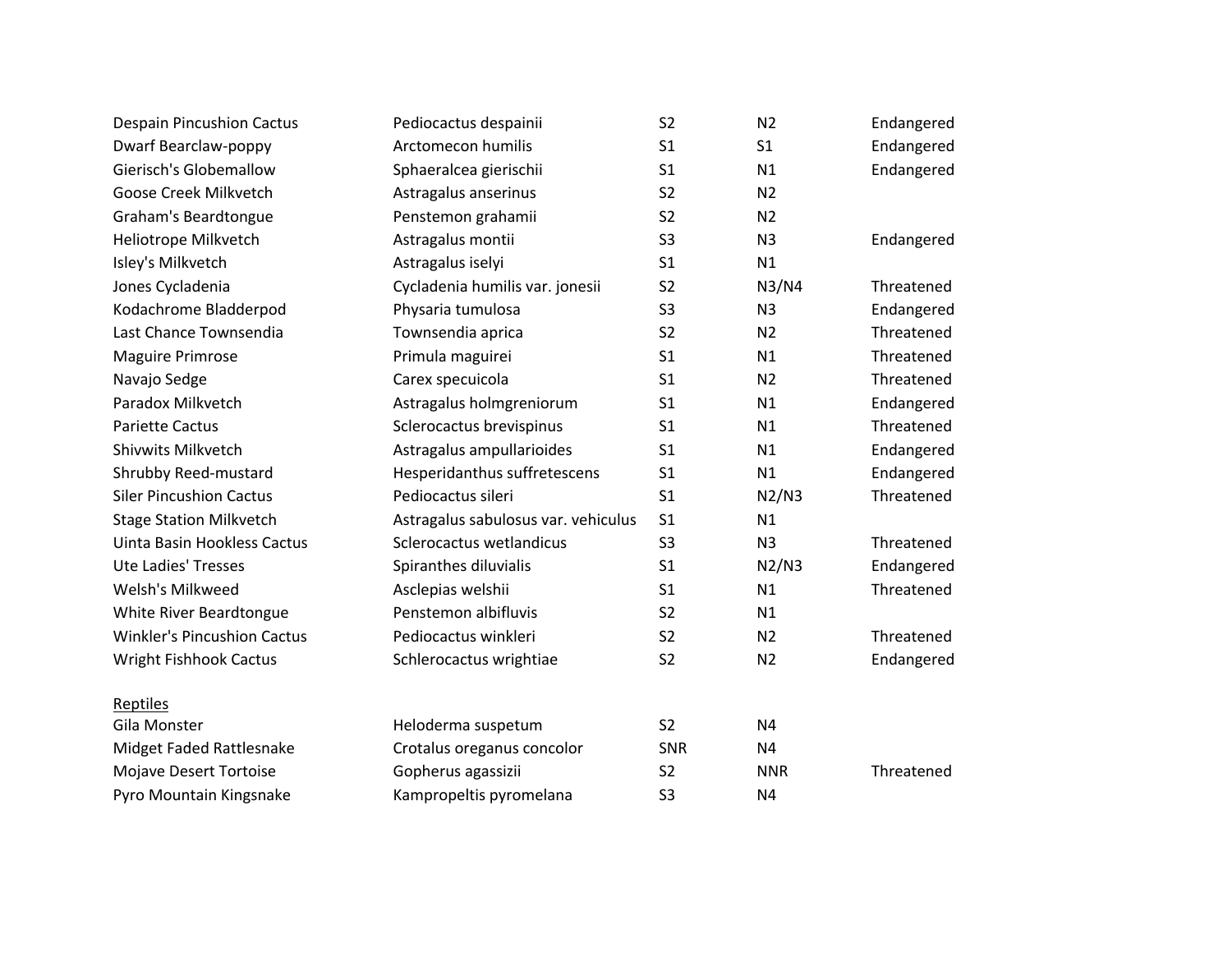| | | | | |
|---|---|---|---|---|
| Despain Pincushion Cactus | Pediocactus despainii | S2 | N2 | Endangered |
| Dwarf Bearclaw-poppy | Arctomecon humilis | S1 | S1 | Endangered |
| Gierisch's Globemallow | Sphaeralcea gierischii | S1 | N1 | Endangered |
| Goose Creek Milkvetch | Astragalus anserinus | S2 | N2 | |
| Graham's Beardtongue | Penstemon grahamii | S2 | N2 | |
| Heliotrope Milkvetch | Astragalus montii | S3 | N3 | Endangered |
| Isley's Milkvetch | Astragalus iselyi | S1 | N1 | |
| Jones Cycladenia | Cycladenia humilis var. jonesii | S2 | N3/N4 | Threatened |
| Kodachrome Bladderpod | Physaria tumulosa | S3 | N3 | Endangered |
| Last Chance Townsendia | Townsendia aprica | S2 | N2 | Threatened |
| Maguire Primrose | Primula maguirei | S1 | N1 | Threatened |
| Navajo Sedge | Carex specuicola | S1 | N2 | Threatened |
| Paradox Milkvetch | Astragalus holmgreniorum | S1 | N1 | Endangered |
| Pariette Cactus | Sclerocactus brevispinus | S1 | N1 | Threatened |
| Shivwits Milkvetch | Astragalus ampullarioides | S1 | N1 | Endangered |
| Shrubby Reed-mustard | Hesperidanthus suffretescens | S1 | N1 | Endangered |
| Siler Pincushion Cactus | Pediocactus sileri | S1 | N2/N3 | Threatened |
| Stage Station Milkvetch | Astragalus sabulosus var. vehiculus | S1 | N1 | |
| Uinta Basin Hookless Cactus | Sclerocactus wetlandicus | S3 | N3 | Threatened |
| Ute Ladies' Tresses | Spiranthes diluvialis | S1 | N2/N3 | Endangered |
| Welsh's Milkweed | Asclepias welshii | S1 | N1 | Threatened |
| White River Beardtongue | Penstemon albifluvis | S2 | N1 | |
| Winkler's Pincushion Cactus | Pediocactus winkleri | S2 | N2 | Threatened |
| Wright Fishhook Cactus | Schlerocactus wrightiae | S2 | N2 | Endangered |
| | | | | |
| Reptiles | | | | |
| Gila Monster | Heloderma suspetum | S2 | N4 | |
| Midget Faded Rattlesnake | Crotalus oreganus concolor | SNR | N4 | |
| Mojave Desert Tortoise | Gopherus agassizii | S2 | NNR | Threatened |
| Pyro Mountain Kingsnake | Kampropeltis pyromelana | S3 | N4 | |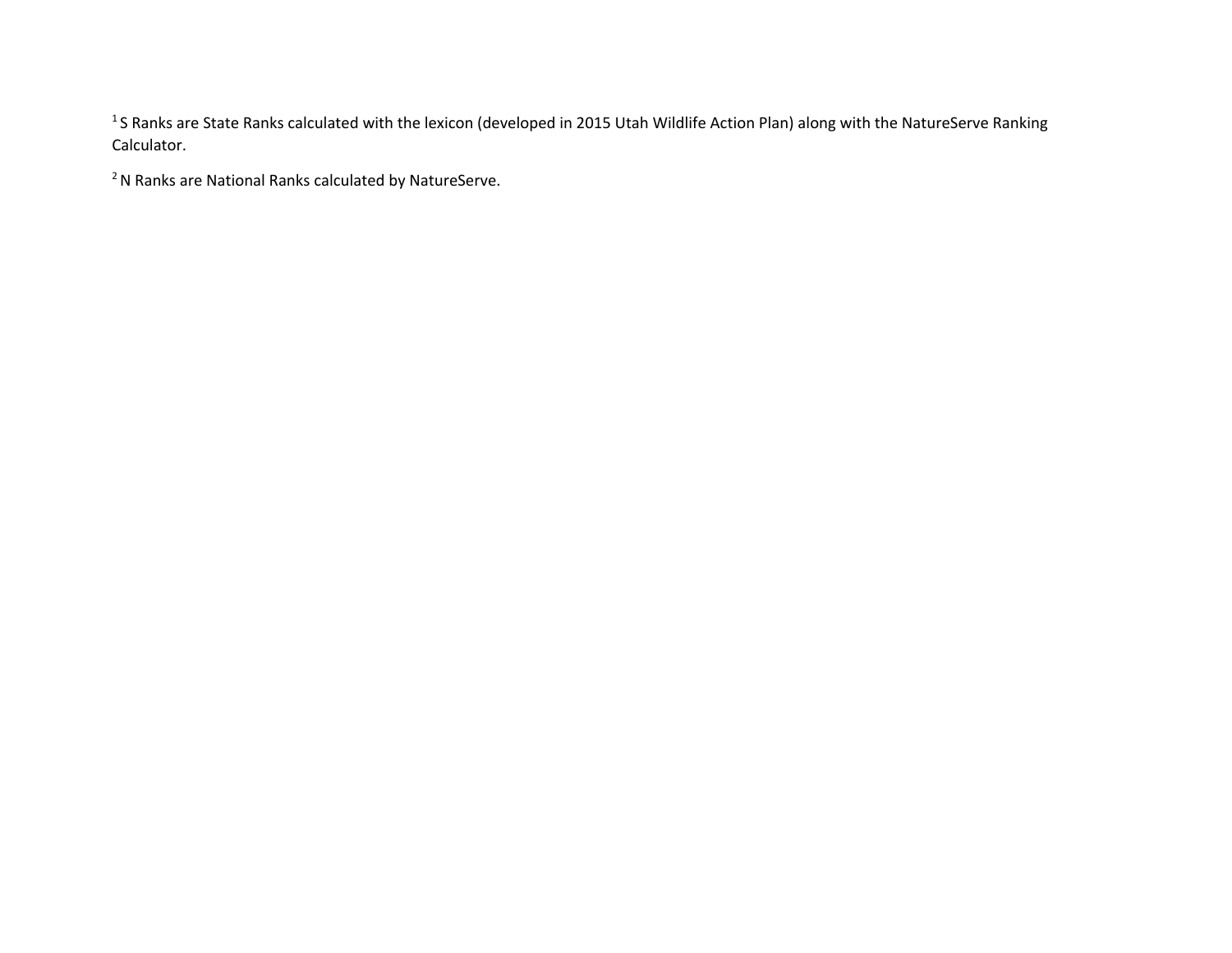[1] S Ranks are State Ranks calculated with the lexicon (developed in 2015 Utah Wildlife Action Plan) along with the NatureServe Ranking Calculator.

[2] N Ranks are National Ranks calculated by NatureServe.